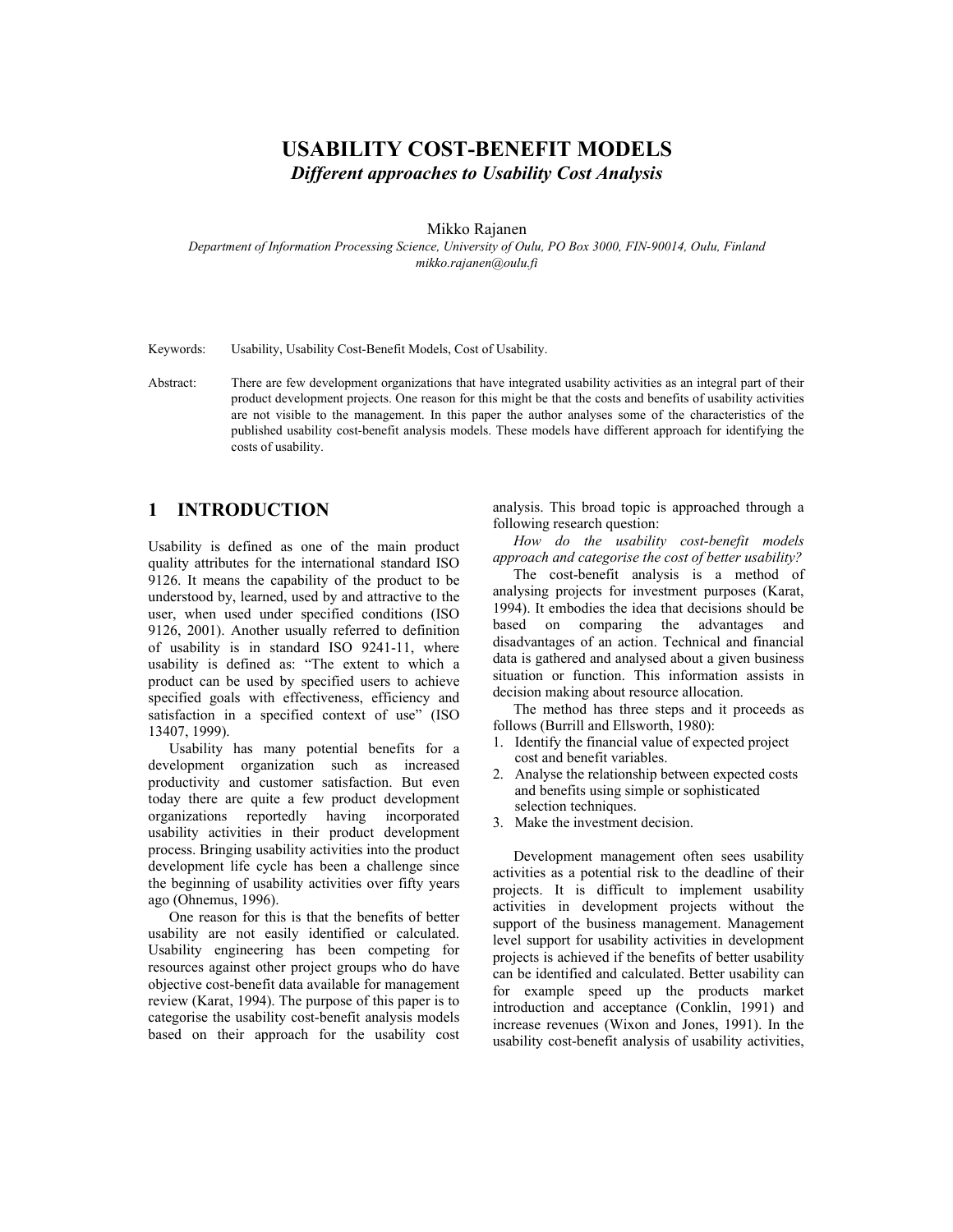# USABILITY COST-BENEFIT MODELS

***Different approaches to Usability Cost Analysis***

Mikko Rajanen

*Department of Information Processing Science, University of Oulu, PO Box 3000, FIN-90014, Oulu, Finland*
*mikko.rajanen@oulu.fi*

Keywords: Usability, Usability Cost-Benefit Models, Cost of Usability.

Abstract: There are few development organizations that have integrated usability activities as an integral part of their product development projects. One reason for this might be that the costs and benefits of usability activities are not visible to the management. In this paper the author analyses some of the characteristics of the published usability cost-benefit analysis models. These models have different approach for identifying the costs of usability.

## 1 INTRODUCTION

Usability is defined as one of the main product quality attributes for the international standard ISO 9126. It means the capability of the product to be understood by, learned, used by and attractive to the user, when used under specified conditions (ISO 9126, 2001). Another usually referred to definition of usability is in standard ISO 9241-11, where usability is defined as: "The extent to which a product can be used by specified users to achieve specified goals with effectiveness, efficiency and satisfaction in a specified context of use" (ISO 13407, 1999).

Usability has many potential benefits for a development organization such as increased productivity and customer satisfaction. But even today there are quite a few product development organizations reportedly having incorporated usability activities in their product development process. Bringing usability activities into the product development life cycle has been a challenge since the beginning of usability activities over fifty years ago (Ohnemus, 1996).

One reason for this is that the benefits of better usability are not easily identified or calculated. Usability engineering has been competing for resources against other project groups who do have objective cost-benefit data available for management review (Karat, 1994). The purpose of this paper is to categorise the usability cost-benefit analysis models based on their approach for the usability cost analysis. This broad topic is approached through a following research question:

*How do the usability cost-benefit models approach and categorise the cost of better usability?*

The cost-benefit analysis is a method of analysing projects for investment purposes (Karat, 1994). It embodies the idea that decisions should be based on comparing the advantages and disadvantages of an action. Technical and financial data is gathered and analysed about a given business situation or function. This information assists in decision making about resource allocation.

The method has three steps and it proceeds as follows (Burrill and Ellsworth, 1980):

1. Identify the financial value of expected project cost and benefit variables.
2. Analyse the relationship between expected costs and benefits using simple or sophisticated selection techniques.
3. Make the investment decision.

Development management often sees usability activities as a potential risk to the deadline of their projects. It is difficult to implement usability activities in development projects without the support of the business management. Management level support for usability activities in development projects is achieved if the benefits of better usability can be identified and calculated. Better usability can for example speed up the products market introduction and acceptance (Conklin, 1991) and increase revenues (Wixon and Jones, 1991). In the usability cost-benefit analysis of usability activities,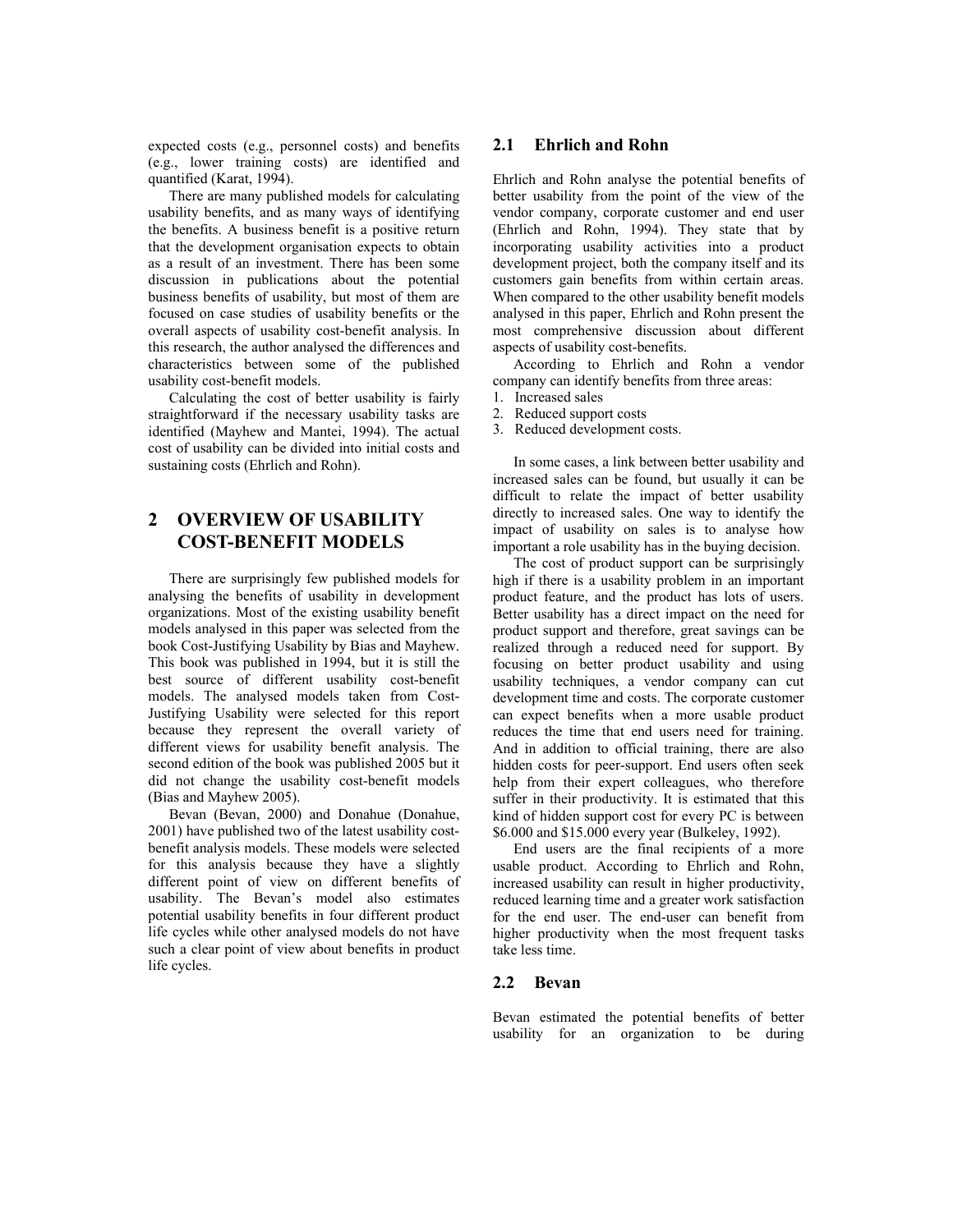expected costs (e.g., personnel costs) and benefits (e.g., lower training costs) are identified and quantified (Karat, 1994).

There are many published models for calculating usability benefits, and as many ways of identifying the benefits. A business benefit is a positive return that the development organisation expects to obtain as a result of an investment. There has been some discussion in publications about the potential business benefits of usability, but most of them are focused on case studies of usability benefits or the overall aspects of usability cost-benefit analysis. In this research, the author analysed the differences and characteristics between some of the published usability cost-benefit models.

Calculating the cost of better usability is fairly straightforward if the necessary usability tasks are identified (Mayhew and Mantei, 1994). The actual cost of usability can be divided into initial costs and sustaining costs (Ehrlich and Rohn).

## 2 OVERVIEW OF USABILITY COST-BENEFIT MODELS

There are surprisingly few published models for analysing the benefits of usability in development organizations. Most of the existing usability benefit models analysed in this paper was selected from the book Cost-Justifying Usability by Bias and Mayhew. This book was published in 1994, but it is still the best source of different usability cost-benefit models. The analysed models taken from Cost-Justifying Usability were selected for this report because they represent the overall variety of different views for usability benefit analysis. The second edition of the book was published 2005 but it did not change the usability cost-benefit models (Bias and Mayhew 2005).

Bevan (Bevan, 2000) and Donahue (Donahue, 2001) have published two of the latest usability cost-benefit analysis models. These models were selected for this analysis because they have a slightly different point of view on different benefits of usability. The Bevan's model also estimates potential usability benefits in four different product life cycles while other analysed models do not have such a clear point of view about benefits in product life cycles.

### 2.1 Ehrlich and Rohn

Ehrlich and Rohn analyse the potential benefits of better usability from the point of the view of the vendor company, corporate customer and end user (Ehrlich and Rohn, 1994). They state that by incorporating usability activities into a product development project, both the company itself and its customers gain benefits from within certain areas. When compared to the other usability benefit models analysed in this paper, Ehrlich and Rohn present the most comprehensive discussion about different aspects of usability cost-benefits.

According to Ehrlich and Rohn a vendor company can identify benefits from three areas:

1. Increased sales
2. Reduced support costs
3. Reduced development costs.

In some cases, a link between better usability and increased sales can be found, but usually it can be difficult to relate the impact of better usability directly to increased sales. One way to identify the impact of usability on sales is to analyse how important a role usability has in the buying decision.

The cost of product support can be surprisingly high if there is a usability problem in an important product feature, and the product has lots of users. Better usability has a direct impact on the need for product support and therefore, great savings can be realized through a reduced need for support. By focusing on better product usability and using usability techniques, a vendor company can cut development time and costs. The corporate customer can expect benefits when a more usable product reduces the time that end users need for training. And in addition to official training, there are also hidden costs for peer-support. End users often seek help from their expert colleagues, who therefore suffer in their productivity. It is estimated that this kind of hidden support cost for every PC is between \$6.000 and \$15.000 every year (Bulkeley, 1992).

End users are the final recipients of a more usable product. According to Ehrlich and Rohn, increased usability can result in higher productivity, reduced learning time and a greater work satisfaction for the end user. The end-user can benefit from higher productivity when the most frequent tasks take less time.

### 2.2 Bevan

Bevan estimated the potential benefits of better usability for an organization to be during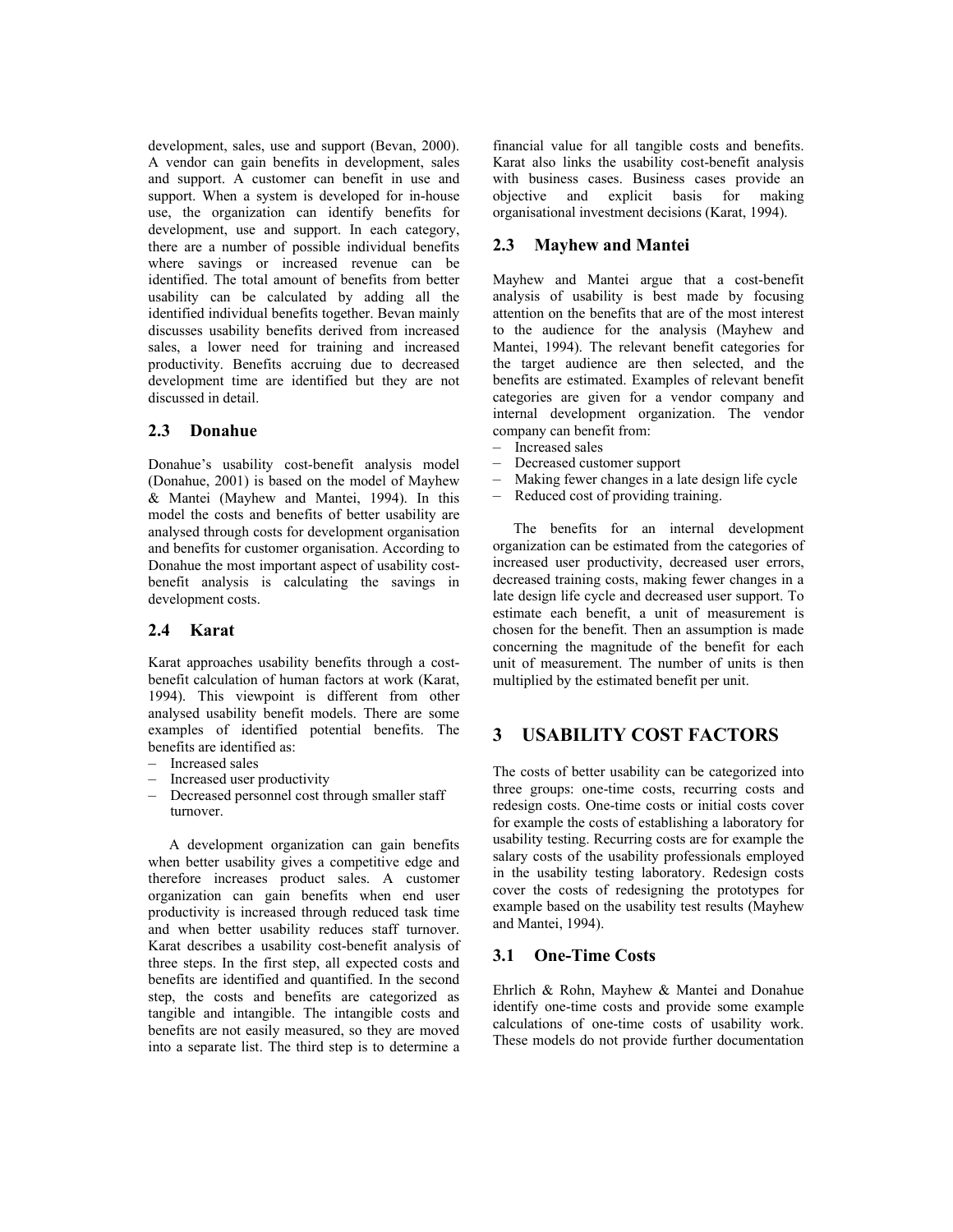development, sales, use and support (Bevan, 2000). A vendor can gain benefits in development, sales and support. A customer can benefit in use and support. When a system is developed for in-house use, the organization can identify benefits for development, use and support. In each category, there are a number of possible individual benefits where savings or increased revenue can be identified. The total amount of benefits from better usability can be calculated by adding all the identified individual benefits together. Bevan mainly discusses usability benefits derived from increased sales, a lower need for training and increased productivity. Benefits accruing due to decreased development time are identified but they are not discussed in detail.

## 2.3 Donahue

Donahue's usability cost-benefit analysis model (Donahue, 2001) is based on the model of Mayhew & Mantei (Mayhew and Mantei, 1994). In this model the costs and benefits of better usability are analysed through costs for development organisation and benefits for customer organisation. According to Donahue the most important aspect of usability cost-benefit analysis is calculating the savings in development costs.

## 2.4 Karat

Karat approaches usability benefits through a cost-benefit calculation of human factors at work (Karat, 1994). This viewpoint is different from other analysed usability benefit models. There are some examples of identified potential benefits. The benefits are identified as:

- Increased sales
- Increased user productivity
- Decreased personnel cost through smaller staff turnover.

A development organization can gain benefits when better usability gives a competitive edge and therefore increases product sales. A customer organization can gain benefits when end user productivity is increased through reduced task time and when better usability reduces staff turnover. Karat describes a usability cost-benefit analysis of three steps. In the first step, all expected costs and benefits are identified and quantified. In the second step, the costs and benefits are categorized as tangible and intangible. The intangible costs and benefits are not easily measured, so they are moved into a separate list. The third step is to determine a financial value for all tangible costs and benefits. Karat also links the usability cost-benefit analysis with business cases. Business cases provide an objective and explicit basis for making organisational investment decisions (Karat, 1994).

## 2.3 Mayhew and Mantei

Mayhew and Mantei argue that a cost-benefit analysis of usability is best made by focusing attention on the benefits that are of the most interest to the audience for the analysis (Mayhew and Mantei, 1994). The relevant benefit categories for the target audience are then selected, and the benefits are estimated. Examples of relevant benefit categories are given for a vendor company and internal development organization. The vendor company can benefit from:

- Increased sales
- Decreased customer support
- Making fewer changes in a late design life cycle
- Reduced cost of providing training.

The benefits for an internal development organization can be estimated from the categories of increased user productivity, decreased user errors, decreased training costs, making fewer changes in a late design life cycle and decreased user support. To estimate each benefit, a unit of measurement is chosen for the benefit. Then an assumption is made concerning the magnitude of the benefit for each unit of measurement. The number of units is then multiplied by the estimated benefit per unit.

# 3 USABILITY COST FACTORS

The costs of better usability can be categorized into three groups: one-time costs, recurring costs and redesign costs. One-time costs or initial costs cover for example the costs of establishing a laboratory for usability testing. Recurring costs are for example the salary costs of the usability professionals employed in the usability testing laboratory. Redesign costs cover the costs of redesigning the prototypes for example based on the usability test results (Mayhew and Mantei, 1994).

## 3.1 One-Time Costs

Ehrlich & Rohn, Mayhew & Mantei and Donahue identify one-time costs and provide some example calculations of one-time costs of usability work. These models do not provide further documentation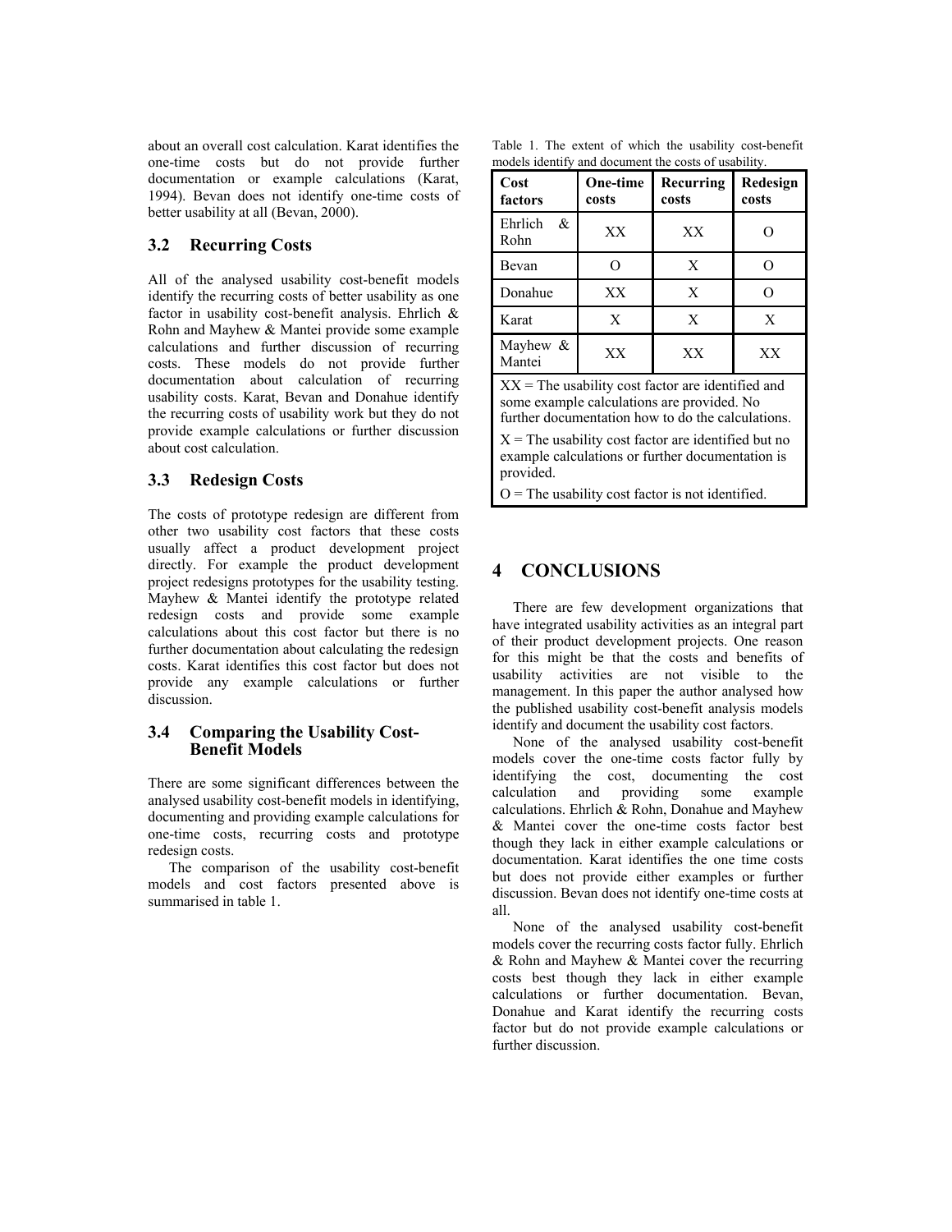about an overall cost calculation. Karat identifies the one-time costs but do not provide further documentation or example calculations (Karat, 1994). Bevan does not identify one-time costs of better usability at all (Bevan, 2000).

### 3.2 Recurring Costs

All of the analysed usability cost-benefit models identify the recurring costs of better usability as one factor in usability cost-benefit analysis. Ehrlich & Rohn and Mayhew & Mantei provide some example calculations and further discussion of recurring costs. These models do not provide further documentation about calculation of recurring usability costs. Karat, Bevan and Donahue identify the recurring costs of usability work but they do not provide example calculations or further discussion about cost calculation.

### 3.3 Redesign Costs

The costs of prototype redesign are different from other two usability cost factors that these costs usually affect a product development project directly. For example the product development project redesigns prototypes for the usability testing. Mayhew & Mantei identify the prototype related redesign costs and provide some example calculations about this cost factor but there is no further documentation about calculating the redesign costs. Karat identifies this cost factor but does not provide any example calculations or further discussion.

### 3.4 Comparing the Usability Cost-Benefit Models

There are some significant differences between the analysed usability cost-benefit models in identifying, documenting and providing example calculations for one-time costs, recurring costs and prototype redesign costs.

The comparison of the usability cost-benefit models and cost factors presented above is summarised in table 1.

Table 1. The extent of which the usability cost-benefit models identify and document the costs of usability.

| Cost factors | One-time costs | Recurring costs | Redesign costs |
|---|---|---|---|
| Ehrlich & Rohn | XX | XX | O |
| Bevan | O | X | O |
| Donahue | XX | X | O |
| Karat | X | X | X |
| Mayhew & Mantei | XX | XX | XX |

XX = The usability cost factor are identified and some example calculations are provided. No further documentation how to do the calculations.

X = The usability cost factor are identified but no example calculations or further documentation is provided.

O = The usability cost factor is not identified.

## 4 CONCLUSIONS

There are few development organizations that have integrated usability activities as an integral part of their product development projects. One reason for this might be that the costs and benefits of usability activities are not visible to the management. In this paper the author analysed how the published usability cost-benefit analysis models identify and document the usability cost factors.

None of the analysed usability cost-benefit models cover the one-time costs factor fully by identifying the cost, documenting the cost calculation and providing some example calculations. Ehrlich & Rohn, Donahue and Mayhew & Mantei cover the one-time costs factor best though they lack in either example calculations or documentation. Karat identifies the one time costs but does not provide either examples or further discussion. Bevan does not identify one-time costs at all.

None of the analysed usability cost-benefit models cover the recurring costs factor fully. Ehrlich & Rohn and Mayhew & Mantei cover the recurring costs best though they lack in either example calculations or further documentation. Bevan, Donahue and Karat identify the recurring costs factor but do not provide example calculations or further discussion.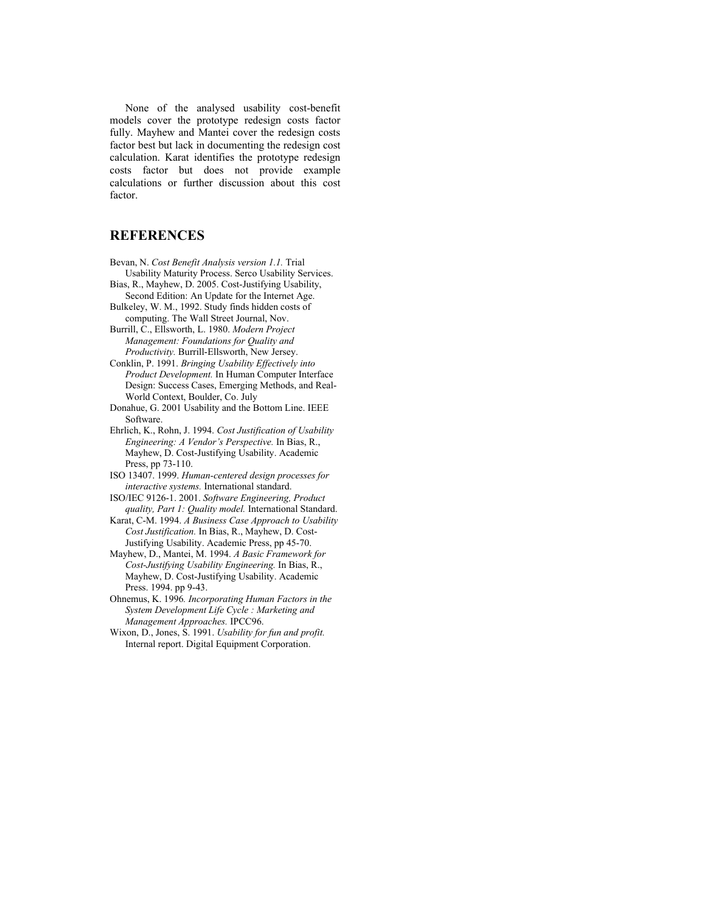None of the analysed usability cost-benefit models cover the prototype redesign costs factor fully. Mayhew and Mantei cover the redesign costs factor best but lack in documenting the redesign cost calculation. Karat identifies the prototype redesign costs factor but does not provide example calculations or further discussion about this cost factor.

## REFERENCES

Bevan, N. *Cost Benefit Analysis version 1.1.* Trial Usability Maturity Process. Serco Usability Services.

Bias, R., Mayhew, D. 2005. Cost-Justifying Usability, Second Edition: An Update for the Internet Age.

Bulkeley, W. M., 1992. Study finds hidden costs of computing. The Wall Street Journal, Nov.

Burrill, C., Ellsworth, L. 1980. *Modern Project Management: Foundations for Quality and Productivity.* Burrill-Ellsworth, New Jersey.

Conklin, P. 1991. *Bringing Usability Effectively into Product Development.* In Human Computer Interface Design: Success Cases, Emerging Methods, and Real-World Context, Boulder, Co. July

Donahue, G. 2001 Usability and the Bottom Line. IEEE Software.

Ehrlich, K., Rohn, J. 1994. *Cost Justification of Usability Engineering: A Vendor's Perspective.* In Bias, R., Mayhew, D. Cost-Justifying Usability. Academic Press, pp 73-110.

ISO 13407. 1999. *Human-centered design processes for interactive systems.* International standard.

ISO/IEC 9126-1. 2001. *Software Engineering, Product quality, Part 1: Quality model.* International Standard.

Karat, C-M. 1994. *A Business Case Approach to Usability Cost Justification.* In Bias, R., Mayhew, D. Cost-Justifying Usability. Academic Press, pp 45-70.

Mayhew, D., Mantei, M. 1994. *A Basic Framework for Cost-Justifying Usability Engineering.* In Bias, R., Mayhew, D. Cost-Justifying Usability. Academic Press. 1994. pp 9-43.

Ohnemus, K. 1996*. Incorporating Human Factors in the System Development Life Cycle : Marketing and Management Approaches.* IPCC96.

Wixon, D., Jones, S. 1991. *Usability for fun and profit.* Internal report. Digital Equipment Corporation.